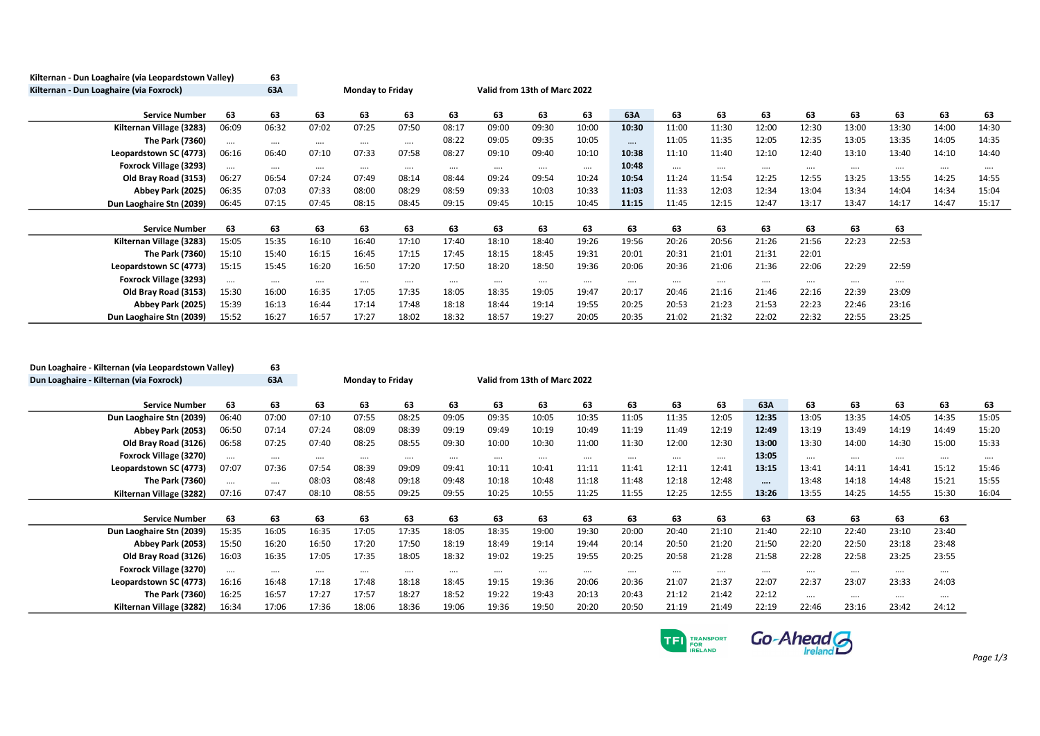Kilternan - Dun Loaghaire (via Leopardstown Valley) 63

Kilternan - Dun Loaghaire (via Foxrock) 63A

Monday to Friday

Valid from 13th of Marc 2022

| Service Number | 63 | 63 | 63 | 63 | 63 | 63 | 63 | 63 | 63 | 63A | 63 | 63 | 63 | 63 | 63 | 63 | 63 | 63 |
|---|---|---|---|---|---|---|---|---|---|---|---|---|---|---|---|---|---|---|
| Kilternan Village (3283) | 06:09 | 06:32 | 07:02 | 07:25 | 07:50 | 08:17 | 09:00 | 09:30 | 10:00 | **10:30** | 11:00 | 11:30 | 12:00 | 12:30 | 13:00 | 13:30 | 14:00 | 14:30 |
| The Park (7360) | …. | …. | …. | …. | …. | 08:22 | 09:05 | 09:35 | 10:05 | **….** | 11:05 | 11:35 | 12:05 | 12:35 | 13:05 | 13:35 | 14:05 | 14:35 |
| Leopardstown SC (4773) | 06:16 | 06:40 | 07:10 | 07:33 | 07:58 | 08:27 | 09:10 | 09:40 | 10:10 | **10:38** | 11:10 | 11:40 | 12:10 | 12:40 | 13:10 | 13:40 | 14:10 | 14:40 |
| Foxrock Village (3293) | …. | …. | …. | …. | …. | …. | …. | …. | …. | **10:48** | …. | …. | …. | …. | …. | …. | …. | …. |
| Old Bray Road (3153) | 06:27 | 06:54 | 07:24 | 07:49 | 08:14 | 08:44 | 09:24 | 09:54 | 10:24 | **10:54** | 11:24 | 11:54 | 12:25 | 12:55 | 13:25 | 13:55 | 14:25 | 14:55 |
| Abbey Park (2025) | 06:35 | 07:03 | 07:33 | 08:00 | 08:29 | 08:59 | 09:33 | 10:03 | 10:33 | **11:03** | 11:33 | 12:03 | 12:34 | 13:04 | 13:34 | 14:04 | 14:34 | 15:04 |
| Dun Laoghaire Stn (2039) | 06:45 | 07:15 | 07:45 | 08:15 | 08:45 | 09:15 | 09:45 | 10:15 | 10:45 | **11:15** | 11:45 | 12:15 | 12:47 | 13:17 | 13:47 | 14:17 | 14:47 | 15:17 |

| Service Number | 63 | 63 | 63 | 63 | 63 | 63 | 63 | 63 | 63 | 63 | 63 | 63 | 63 | 63 | 63 | 63 |
|---|---|---|---|---|---|---|---|---|---|---|---|---|---|---|---|---|
| Kilternan Village (3283) | 15:05 | 15:35 | 16:10 | 16:40 | 17:10 | 17:40 | 18:10 | 18:40 | 19:26 | 19:56 | 20:26 | 20:56 | 21:26 | 21:56 | 22:23 | 22:53 |
| The Park (7360) | 15:10 | 15:40 | 16:15 | 16:45 | 17:15 | 17:45 | 18:15 | 18:45 | 19:31 | 20:01 | 20:31 | 21:01 | 21:31 | 22:01 | | |
| Leopardstown SC (4773) | 15:15 | 15:45 | 16:20 | 16:50 | 17:20 | 17:50 | 18:20 | 18:50 | 19:36 | 20:06 | 20:36 | 21:06 | 21:36 | 22:06 | 22:29 | 22:59 |
| Foxrock Village (3293) | …. | …. | …. | …. | …. | …. | …. | …. | …. | …. | …. | …. | …. | …. | …. | …. |
| Old Bray Road (3153) | 15:30 | 16:00 | 16:35 | 17:05 | 17:35 | 18:05 | 18:35 | 19:05 | 19:47 | 20:17 | 20:46 | 21:16 | 21:46 | 22:16 | 22:39 | 23:09 |
| Abbey Park (2025) | 15:39 | 16:13 | 16:44 | 17:14 | 17:48 | 18:18 | 18:44 | 19:14 | 19:55 | 20:25 | 20:53 | 21:23 | 21:53 | 22:23 | 22:46 | 23:16 |
| Dun Laoghaire Stn (2039) | 15:52 | 16:27 | 16:57 | 17:27 | 18:02 | 18:32 | 18:57 | 19:27 | 20:05 | 20:35 | 21:02 | 21:32 | 22:02 | 22:32 | 22:55 | 23:25 |

Dun Loaghaire - Kilternan (via Leopardstown Valley) 63

Dun Loaghaire - Kilternan (via Foxrock) 63A

Monday to Friday

Valid from 13th of Marc 2022

| Service Number | 63 | 63 | 63 | 63 | 63 | 63 | 63 | 63 | 63 | 63 | 63 | 63 | 63A | 63 | 63 | 63 | 63 | 63 |
|---|---|---|---|---|---|---|---|---|---|---|---|---|---|---|---|---|---|---|
| Dun Laoghaire Stn (2039) | 06:40 | 07:00 | 07:10 | 07:55 | 08:25 | 09:05 | 09:35 | 10:05 | 10:35 | 11:05 | 11:35 | 12:05 | **12:35** | 13:05 | 13:35 | 14:05 | 14:35 | 15:05 |
| Abbey Park (2053) | 06:50 | 07:14 | 07:24 | 08:09 | 08:39 | 09:19 | 09:49 | 10:19 | 10:49 | 11:19 | 11:49 | 12:19 | **12:49** | 13:19 | 13:49 | 14:19 | 14:49 | 15:20 |
| Old Bray Road (3126) | 06:58 | 07:25 | 07:40 | 08:25 | 08:55 | 09:30 | 10:00 | 10:30 | 11:00 | 11:30 | 12:00 | 12:30 | **13:00** | 13:30 | 14:00 | 14:30 | 15:00 | 15:33 |
| Foxrock Village (3270) | …. | …. | …. | …. | …. | …. | …. | …. | …. | …. | …. | …. | **13:05** | …. | …. | …. | …. | …. |
| Leopardstown SC (4773) | 07:07 | 07:36 | 07:54 | 08:39 | 09:09 | 09:41 | 10:11 | 10:41 | 11:11 | 11:41 | 12:11 | 12:41 | **13:15** | 13:41 | 14:11 | 14:41 | 15:12 | 15:46 |
| The Park (7360) | …. | …. | 08:03 | 08:48 | 09:18 | 09:48 | 10:18 | 10:48 | 11:18 | 11:48 | 12:18 | 12:48 | **….** | 13:48 | 14:18 | 14:48 | 15:21 | 15:55 |
| Kilternan Village (3282) | 07:16 | 07:47 | 08:10 | 08:55 | 09:25 | 09:55 | 10:25 | 10:55 | 11:25 | 11:55 | 12:25 | 12:55 | **13:26** | 13:55 | 14:25 | 14:55 | 15:30 | 16:04 |

| Service Number | 63 | 63 | 63 | 63 | 63 | 63 | 63 | 63 | 63 | 63 | 63 | 63 | 63 | 63 | 63 | 63 | 63 |
|---|---|---|---|---|---|---|---|---|---|---|---|---|---|---|---|---|---|
| Dun Laoghaire Stn (2039) | 15:35 | 16:05 | 16:35 | 17:05 | 17:35 | 18:05 | 18:35 | 19:00 | 19:30 | 20:00 | 20:40 | 21:10 | 21:40 | 22:10 | 22:40 | 23:10 | 23:40 |
| Abbey Park (2053) | 15:50 | 16:20 | 16:50 | 17:20 | 17:50 | 18:19 | 18:49 | 19:14 | 19:44 | 20:14 | 20:50 | 21:20 | 21:50 | 22:20 | 22:50 | 23:18 | 23:48 |
| Old Bray Road (3126) | 16:03 | 16:35 | 17:05 | 17:35 | 18:05 | 18:32 | 19:02 | 19:25 | 19:55 | 20:25 | 20:58 | 21:28 | 21:58 | 22:28 | 22:58 | 23:25 | 23:55 |
| Foxrock Village (3270) | …. | …. | …. | …. | …. | …. | …. | …. | …. | …. | …. | …. | …. | …. | …. | …. | …. |
| Leopardstown SC (4773) | 16:16 | 16:48 | 17:18 | 17:48 | 18:18 | 18:45 | 19:15 | 19:36 | 20:06 | 20:36 | 21:07 | 21:37 | 22:07 | 22:37 | 23:07 | 23:33 | 24:03 |
| The Park (7360) | 16:25 | 16:57 | 17:27 | 17:57 | 18:27 | 18:52 | 19:22 | 19:43 | 20:13 | 20:43 | 21:12 | 21:42 | 22:12 | …. | …. | …. | …. |
| Kilternan Village (3282) | 16:34 | 17:06 | 17:36 | 18:06 | 18:36 | 19:06 | 19:36 | 19:50 | 20:20 | 20:50 | 21:19 | 21:49 | 22:19 | 22:46 | 23:16 | 23:42 | 24:12 |

TFI Transport for Ireland | Go-Ahead Ireland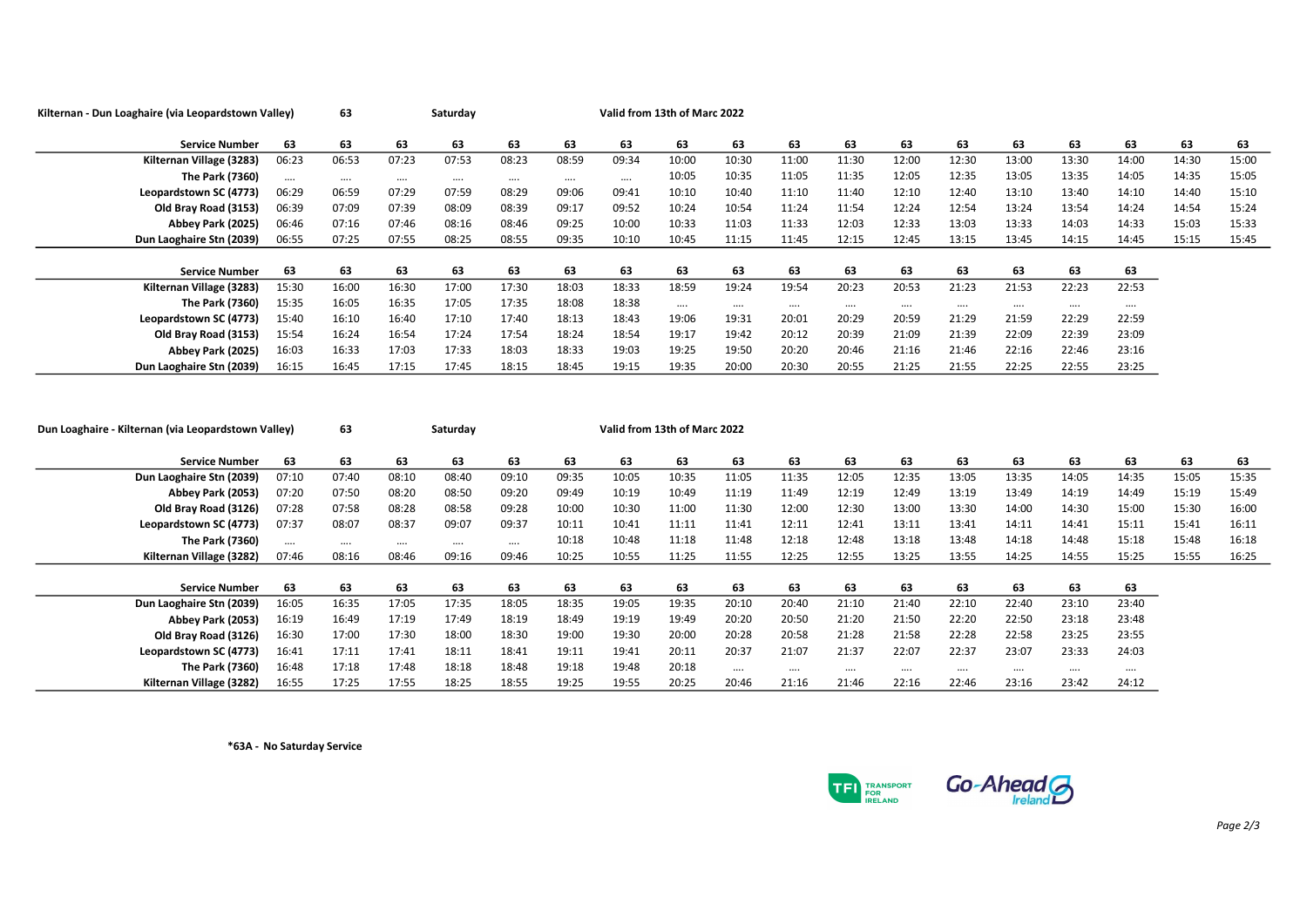**Kilternan - Dun Loaghaire (via Leopardstown Valley)** | **63** | **Saturday** | **Valid from 13th of Marc 2022**

| Service Number | 63 | 63 | 63 | 63 | 63 | 63 | 63 | 63 | 63 | 63 | 63 | 63 | 63 | 63 | 63 | 63 | 63 | 63 |
|---|---|---|---|---|---|---|---|---|---|---|---|---|---|---|---|---|---|---|
| Kilternan Village (3283) | 06:23 | 06:53 | 07:23 | 07:53 | 08:23 | 08:59 | 09:34 | 10:00 | 10:30 | 11:00 | 11:30 | 12:00 | 12:30 | 13:00 | 13:30 | 14:00 | 14:30 | 15:00 |
| The Park (7360) | .... | .... | .... | .... | .... | .... | .... | 10:05 | 10:35 | 11:05 | 11:35 | 12:05 | 12:35 | 13:05 | 13:35 | 14:05 | 14:35 | 15:05 |
| Leopardstown SC (4773) | 06:29 | 06:59 | 07:29 | 07:59 | 08:29 | 09:06 | 09:41 | 10:10 | 10:40 | 11:10 | 11:40 | 12:10 | 12:40 | 13:10 | 13:40 | 14:10 | 14:40 | 15:10 |
| Old Bray Road (3153) | 06:39 | 07:09 | 07:39 | 08:09 | 08:39 | 09:17 | 09:52 | 10:24 | 10:54 | 11:24 | 11:54 | 12:24 | 12:54 | 13:24 | 13:54 | 14:24 | 14:54 | 15:24 |
| Abbey Park (2025) | 06:46 | 07:16 | 07:46 | 08:16 | 08:46 | 09:25 | 10:00 | 10:33 | 11:03 | 11:33 | 12:03 | 12:33 | 13:03 | 13:33 | 14:03 | 14:33 | 15:03 | 15:33 |
| Dun Laoghaire Stn (2039) | 06:55 | 07:25 | 07:55 | 08:25 | 08:55 | 09:35 | 10:10 | 10:45 | 11:15 | 11:45 | 12:15 | 12:45 | 13:15 | 13:45 | 14:15 | 14:45 | 15:15 | 15:45 |

| Service Number | 63 | 63 | 63 | 63 | 63 | 63 | 63 | 63 | 63 | 63 | 63 | 63 | 63 | 63 | 63 | 63 |
|---|---|---|---|---|---|---|---|---|---|---|---|---|---|---|---|---|
| Kilternan Village (3283) | 15:30 | 16:00 | 16:30 | 17:00 | 17:30 | 18:03 | 18:33 | 18:59 | 19:24 | 19:54 | 20:23 | 20:53 | 21:23 | 21:53 | 22:23 | 22:53 |
| The Park (7360) | 15:35 | 16:05 | 16:35 | 17:05 | 17:35 | 18:08 | 18:38 | .... | .... | .... | .... | .... | .... | .... | .... | .... |
| Leopardstown SC (4773) | 15:40 | 16:10 | 16:40 | 17:10 | 17:40 | 18:13 | 18:43 | 19:06 | 19:31 | 20:01 | 20:29 | 20:59 | 21:29 | 21:59 | 22:29 | 22:59 |
| Old Bray Road (3153) | 15:54 | 16:24 | 16:54 | 17:24 | 17:54 | 18:24 | 18:54 | 19:17 | 19:42 | 20:12 | 20:39 | 21:09 | 21:39 | 22:09 | 22:39 | 23:09 |
| Abbey Park (2025) | 16:03 | 16:33 | 17:03 | 17:33 | 18:03 | 18:33 | 19:03 | 19:25 | 19:50 | 20:20 | 20:46 | 21:16 | 21:46 | 22:16 | 22:46 | 23:16 |
| Dun Laoghaire Stn (2039) | 16:15 | 16:45 | 17:15 | 17:45 | 18:15 | 18:45 | 19:15 | 19:35 | 20:00 | 20:30 | 20:55 | 21:25 | 21:55 | 22:25 | 22:55 | 23:25 |

**Dun Loaghaire - Kilternan (via Leopardstown Valley)** | **63** | **Saturday** | **Valid from 13th of Marc 2022**

| Service Number | 63 | 63 | 63 | 63 | 63 | 63 | 63 | 63 | 63 | 63 | 63 | 63 | 63 | 63 | 63 | 63 | 63 | 63 |
|---|---|---|---|---|---|---|---|---|---|---|---|---|---|---|---|---|---|---|
| Dun Laoghaire Stn (2039) | 07:10 | 07:40 | 08:10 | 08:40 | 09:10 | 09:35 | 10:05 | 10:35 | 11:05 | 11:35 | 12:05 | 12:35 | 13:05 | 13:35 | 14:05 | 14:35 | 15:05 | 15:35 |
| Abbey Park (2053) | 07:20 | 07:50 | 08:20 | 08:50 | 09:20 | 09:49 | 10:19 | 10:49 | 11:19 | 11:49 | 12:19 | 12:49 | 13:19 | 13:49 | 14:19 | 14:49 | 15:19 | 15:49 |
| Old Bray Road (3126) | 07:28 | 07:58 | 08:28 | 08:58 | 09:28 | 10:00 | 10:30 | 11:00 | 11:30 | 12:00 | 12:30 | 13:00 | 13:30 | 14:00 | 14:30 | 15:00 | 15:30 | 16:00 |
| Leopardstown SC (4773) | 07:37 | 08:07 | 08:37 | 09:07 | 09:37 | 10:11 | 10:41 | 11:11 | 11:41 | 12:11 | 12:41 | 13:11 | 13:41 | 14:11 | 14:41 | 15:11 | 15:41 | 16:11 |
| The Park (7360) | .... | .... | .... | .... | .... | 10:18 | 10:48 | 11:18 | 11:48 | 12:18 | 12:48 | 13:18 | 13:48 | 14:18 | 14:48 | 15:18 | 15:48 | 16:18 |
| Kilternan Village (3282) | 07:46 | 08:16 | 08:46 | 09:16 | 09:46 | 10:25 | 10:55 | 11:25 | 11:55 | 12:25 | 12:55 | 13:25 | 13:55 | 14:25 | 14:55 | 15:25 | 15:55 | 16:25 |

| Service Number | 63 | 63 | 63 | 63 | 63 | 63 | 63 | 63 | 63 | 63 | 63 | 63 | 63 | 63 | 63 | 63 |
|---|---|---|---|---|---|---|---|---|---|---|---|---|---|---|---|---|
| Dun Laoghaire Stn (2039) | 16:05 | 16:35 | 17:05 | 17:35 | 18:05 | 18:35 | 19:05 | 19:35 | 20:10 | 20:40 | 21:10 | 21:40 | 22:10 | 22:40 | 23:10 | 23:40 |
| Abbey Park (2053) | 16:19 | 16:49 | 17:19 | 17:49 | 18:19 | 18:49 | 19:19 | 19:49 | 20:20 | 20:50 | 21:20 | 21:50 | 22:20 | 22:50 | 23:18 | 23:48 |
| Old Bray Road (3126) | 16:30 | 17:00 | 17:30 | 18:00 | 18:30 | 19:00 | 19:30 | 20:00 | 20:28 | 20:58 | 21:28 | 21:58 | 22:28 | 22:58 | 23:25 | 23:55 |
| Leopardstown SC (4773) | 16:41 | 17:11 | 17:41 | 18:11 | 18:41 | 19:11 | 19:41 | 20:11 | 20:37 | 21:07 | 21:37 | 22:07 | 22:37 | 23:07 | 23:33 | 24:03 |
| The Park (7360) | 16:48 | 17:18 | 17:48 | 18:18 | 18:48 | 19:18 | 19:48 | 20:18 | .... | .... | .... | .... | .... | .... | .... | .... |
| Kilternan Village (3282) | 16:55 | 17:25 | 17:55 | 18:25 | 18:55 | 19:25 | 19:55 | 20:25 | 20:46 | 21:16 | 21:46 | 22:16 | 22:46 | 23:16 | 23:42 | 24:12 |

**\*63A - No Saturday Service**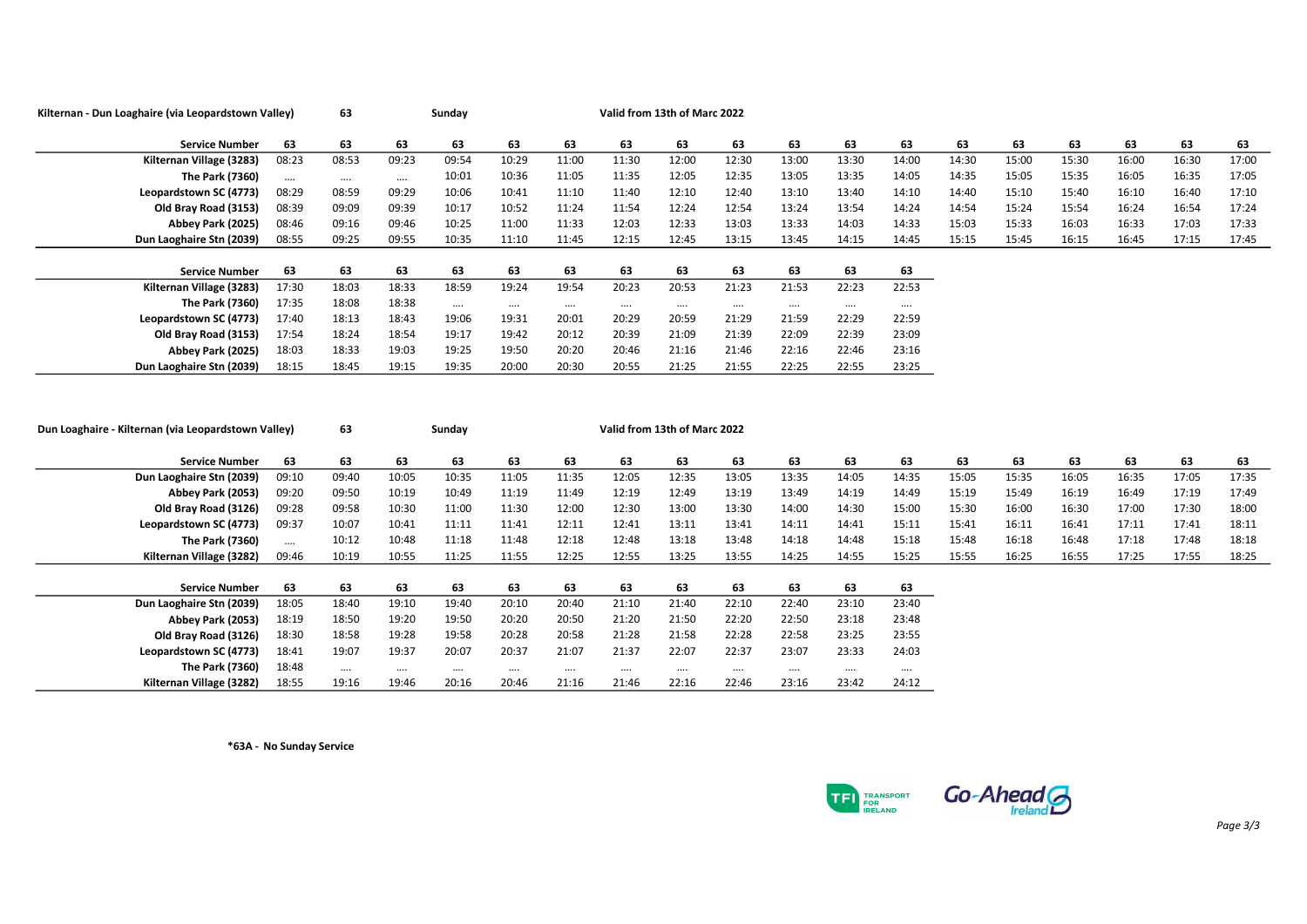**Kilternan - Dun Loaghaire (via Leopardstown Valley)** **63** **Sunday** **Valid from 13th of Marc 2022**

| Service Number | 63 | 63 | 63 | 63 | 63 | 63 | 63 | 63 | 63 | 63 | 63 | 63 | 63 | 63 | 63 | 63 | 63 | 63 |
|---|---|---|---|---|---|---|---|---|---|---|---|---|---|---|---|---|---|---|
| Kilternan Village (3283) | 08:23 | 08:53 | 09:23 | 09:54 | 10:29 | 11:00 | 11:30 | 12:00 | 12:30 | 13:00 | 13:30 | 14:00 | 14:30 | 15:00 | 15:30 | 16:00 | 16:30 | 17:00 |
| The Park (7360) | .... | .... | .... | 10:01 | 10:36 | 11:05 | 11:35 | 12:05 | 12:35 | 13:05 | 13:35 | 14:05 | 14:35 | 15:05 | 15:35 | 16:05 | 16:35 | 17:05 |
| Leopardstown SC (4773) | 08:29 | 08:59 | 09:29 | 10:06 | 10:41 | 11:10 | 11:40 | 12:10 | 12:40 | 13:10 | 13:40 | 14:10 | 14:40 | 15:10 | 15:40 | 16:10 | 16:40 | 17:10 |
| Old Bray Road (3153) | 08:39 | 09:09 | 09:39 | 10:17 | 10:52 | 11:24 | 11:54 | 12:24 | 12:54 | 13:24 | 13:54 | 14:24 | 14:54 | 15:24 | 15:54 | 16:24 | 16:54 | 17:24 |
| Abbey Park (2025) | 08:46 | 09:16 | 09:46 | 10:25 | 11:00 | 11:33 | 12:03 | 12:33 | 13:03 | 13:33 | 14:03 | 14:33 | 15:03 | 15:33 | 16:03 | 16:33 | 17:03 | 17:33 |
| Dun Laoghaire Stn (2039) | 08:55 | 09:25 | 09:55 | 10:35 | 11:10 | 11:45 | 12:15 | 12:45 | 13:15 | 13:45 | 14:15 | 14:45 | 15:15 | 15:45 | 16:15 | 16:45 | 17:15 | 17:45 |

| Service Number | 63 | 63 | 63 | 63 | 63 | 63 | 63 | 63 | 63 | 63 | 63 | 63 |
|---|---|---|---|---|---|---|---|---|---|---|---|---|
| Kilternan Village (3283) | 17:30 | 18:03 | 18:33 | 18:59 | 19:24 | 19:54 | 20:23 | 20:53 | 21:23 | 21:53 | 22:23 | 22:53 |
| The Park (7360) | 17:35 | 18:08 | 18:38 | .... | .... | .... | .... | .... | .... | .... | .... | .... |
| Leopardstown SC (4773) | 17:40 | 18:13 | 18:43 | 19:06 | 19:31 | 20:01 | 20:29 | 20:59 | 21:29 | 21:59 | 22:29 | 22:59 |
| Old Bray Road (3153) | 17:54 | 18:24 | 18:54 | 19:17 | 19:42 | 20:12 | 20:39 | 21:09 | 21:39 | 22:09 | 22:39 | 23:09 |
| Abbey Park (2025) | 18:03 | 18:33 | 19:03 | 19:25 | 19:50 | 20:20 | 20:46 | 21:16 | 21:46 | 22:16 | 22:46 | 23:16 |
| Dun Laoghaire Stn (2039) | 18:15 | 18:45 | 19:15 | 19:35 | 20:00 | 20:30 | 20:55 | 21:25 | 21:55 | 22:25 | 22:55 | 23:25 |

**Dun Loaghaire - Kilternan (via Leopardstown Valley)** **63** **Sunday** **Valid from 13th of Marc 2022**

| Service Number | 63 | 63 | 63 | 63 | 63 | 63 | 63 | 63 | 63 | 63 | 63 | 63 | 63 | 63 | 63 | 63 | 63 | 63 |
|---|---|---|---|---|---|---|---|---|---|---|---|---|---|---|---|---|---|---|
| Dun Laoghaire Stn (2039) | 09:10 | 09:40 | 10:05 | 10:35 | 11:05 | 11:35 | 12:05 | 12:35 | 13:05 | 13:35 | 14:05 | 14:35 | 15:05 | 15:35 | 16:05 | 16:35 | 17:05 | 17:35 |
| Abbey Park (2053) | 09:20 | 09:50 | 10:19 | 10:49 | 11:19 | 11:49 | 12:19 | 12:49 | 13:19 | 13:49 | 14:19 | 14:49 | 15:19 | 15:49 | 16:19 | 16:49 | 17:19 | 17:49 |
| Old Bray Road (3126) | 09:28 | 09:58 | 10:30 | 11:00 | 11:30 | 12:00 | 12:30 | 13:00 | 13:30 | 14:00 | 14:30 | 15:00 | 15:30 | 16:00 | 16:30 | 17:00 | 17:30 | 18:00 |
| Leopardstown SC (4773) | 09:37 | 10:07 | 10:41 | 11:11 | 11:41 | 12:11 | 12:41 | 13:11 | 13:41 | 14:11 | 14:41 | 15:11 | 15:41 | 16:11 | 16:41 | 17:11 | 17:41 | 18:11 |
| The Park (7360) | .... | 10:12 | 10:48 | 11:18 | 11:48 | 12:18 | 12:48 | 13:18 | 13:48 | 14:18 | 14:48 | 15:18 | 15:48 | 16:18 | 16:48 | 17:18 | 17:48 | 18:18 |
| Kilternan Village (3282) | 09:46 | 10:19 | 10:55 | 11:25 | 11:55 | 12:25 | 12:55 | 13:25 | 13:55 | 14:25 | 14:55 | 15:25 | 15:55 | 16:25 | 16:55 | 17:25 | 17:55 | 18:25 |

| Service Number | 63 | 63 | 63 | 63 | 63 | 63 | 63 | 63 | 63 | 63 | 63 | 63 |
|---|---|---|---|---|---|---|---|---|---|---|---|---|
| Dun Laoghaire Stn (2039) | 18:05 | 18:40 | 19:10 | 19:40 | 20:10 | 20:40 | 21:10 | 21:40 | 22:10 | 22:40 | 23:10 | 23:40 |
| Abbey Park (2053) | 18:19 | 18:50 | 19:20 | 19:50 | 20:20 | 20:50 | 21:20 | 21:50 | 22:20 | 22:50 | 23:18 | 23:48 |
| Old Bray Road (3126) | 18:30 | 18:58 | 19:28 | 19:58 | 20:28 | 20:58 | 21:28 | 21:58 | 22:28 | 22:58 | 23:25 | 23:55 |
| Leopardstown SC (4773) | 18:41 | 19:07 | 19:37 | 20:07 | 20:37 | 21:07 | 21:37 | 22:07 | 22:37 | 23:07 | 23:33 | 24:03 |
| The Park (7360) | 18:48 | .... | .... | .... | .... | .... | .... | .... | .... | .... | .... | .... |
| Kilternan Village (3282) | 18:55 | 19:16 | 19:46 | 20:16 | 20:46 | 21:16 | 21:46 | 22:16 | 22:46 | 23:16 | 23:42 | 24:12 |

**\*63A - No Sunday Service**

TFI TRANSPORT FOR IRELAND    Go-Ahead Ireland